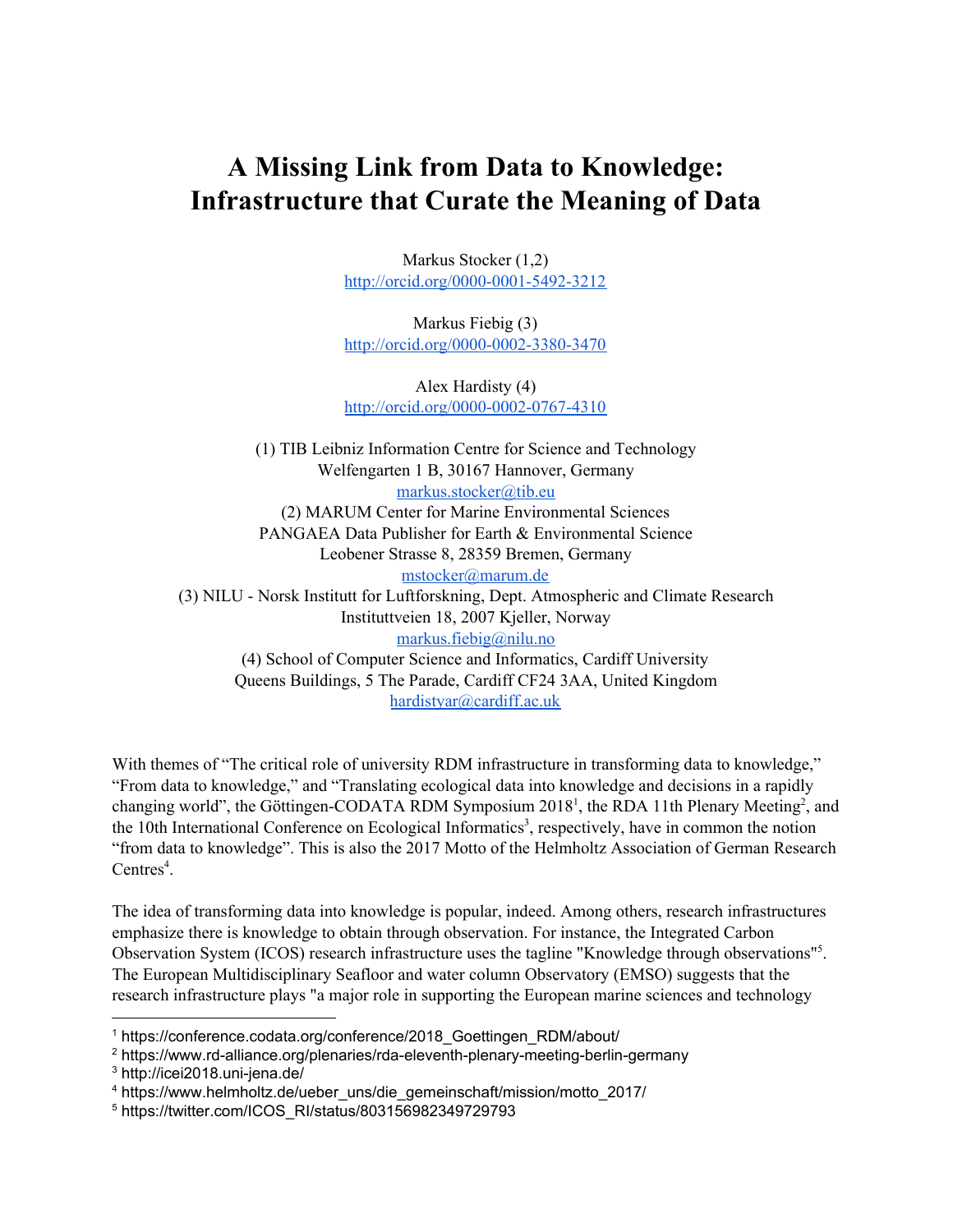# A Missing Link from Data to Knowledge: Infrastructure that Curate the Meaning of Data

Markus Stocker (1,2)
http://orcid.org/0000-0001-5492-3212

Markus Fiebig (3)
http://orcid.org/0000-0002-3380-3470

Alex Hardisty (4)
http://orcid.org/0000-0002-0767-4310

(1) TIB Leibniz Information Centre for Science and Technology
Welfengarten 1 B, 30167 Hannover, Germany
markus.stocker@tib.eu

(2) MARUM Center for Marine Environmental Sciences
PANGAEA Data Publisher for Earth & Environmental Science
Leobener Strasse 8, 28359 Bremen, Germany
mstocker@marum.de

(3) NILU - Norsk Institutt for Luftforskning, Dept. Atmospheric and Climate Research
Instituttveien 18, 2007 Kjeller, Norway
markus.fiebig@nilu.no

(4) School of Computer Science and Informatics, Cardiff University
Queens Buildings, 5 The Parade, Cardiff CF24 3AA, United Kingdom
hardistyar@cardiff.ac.uk

With themes of "The critical role of university RDM infrastructure in transforming data to knowledge," "From data to knowledge," and "Translating ecological data into knowledge and decisions in a rapidly changing world", the Göttingen-CODATA RDM Symposium 2018[1], the RDA 11th Plenary Meeting[2], and the 10th International Conference on Ecological Informatics[3], respectively, have in common the notion "from data to knowledge". This is also the 2017 Motto of the Helmholtz Association of German Research Centres[4].

The idea of transforming data into knowledge is popular, indeed. Among others, research infrastructures emphasize there is knowledge to obtain through observation. For instance, the Integrated Carbon Observation System (ICOS) research infrastructure uses the tagline "Knowledge through observations"[5]. The European Multidisciplinary Seafloor and water column Observatory (EMSO) suggests that the research infrastructure plays "a major role in supporting the European marine sciences and technology

---

[1] https://conference.codata.org/conference/2018_Goettingen_RDM/about/

[2] https://www.rd-alliance.org/plenaries/rda-eleventh-plenary-meeting-berlin-germany

[3] http://icei2018.uni-jena.de/

[4] https://www.helmholtz.de/ueber_uns/die_gemeinschaft/mission/motto_2017/

[5] https://twitter.com/ICOS_RI/status/803156982349729793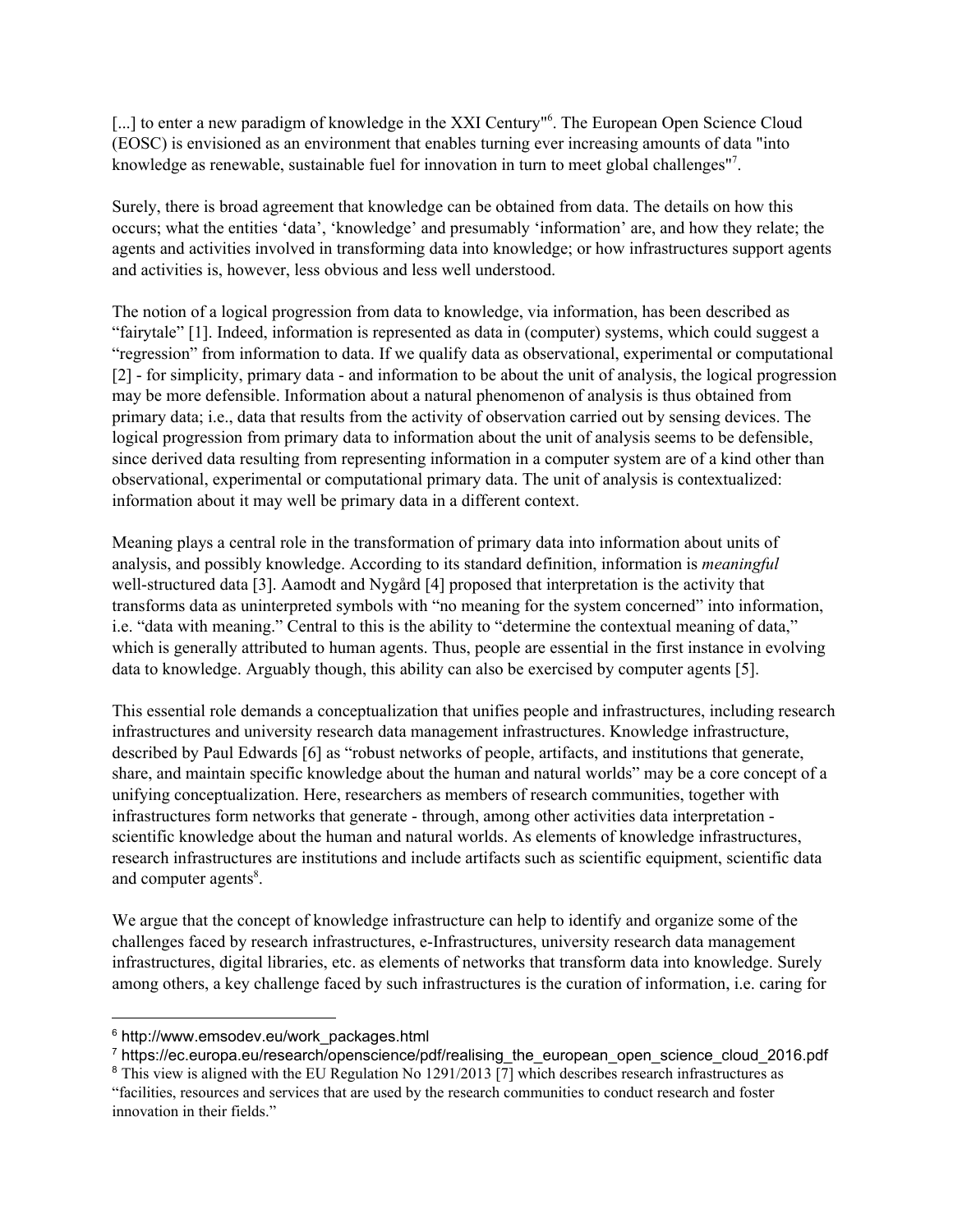[...] to enter a new paradigm of knowledge in the XXI Century"[6]. The European Open Science Cloud (EOSC) is envisioned as an environment that enables turning ever increasing amounts of data "into knowledge as renewable, sustainable fuel for innovation in turn to meet global challenges"[7].

Surely, there is broad agreement that knowledge can be obtained from data. The details on how this occurs; what the entities 'data', 'knowledge' and presumably 'information' are, and how they relate; the agents and activities involved in transforming data into knowledge; or how infrastructures support agents and activities is, however, less obvious and less well understood.

The notion of a logical progression from data to knowledge, via information, has been described as "fairytale" [1]. Indeed, information is represented as data in (computer) systems, which could suggest a "regression" from information to data. If we qualify data as observational, experimental or computational [2] - for simplicity, primary data - and information to be about the unit of analysis, the logical progression may be more defensible. Information about a natural phenomenon of analysis is thus obtained from primary data; i.e., data that results from the activity of observation carried out by sensing devices. The logical progression from primary data to information about the unit of analysis seems to be defensible, since derived data resulting from representing information in a computer system are of a kind other than observational, experimental or computational primary data. The unit of analysis is contextualized: information about it may well be primary data in a different context.

Meaning plays a central role in the transformation of primary data into information about units of analysis, and possibly knowledge. According to its standard definition, information is *meaningful* well-structured data [3]. Aamodt and Nygård [4] proposed that interpretation is the activity that transforms data as uninterpreted symbols with "no meaning for the system concerned" into information, i.e. "data with meaning." Central to this is the ability to "determine the contextual meaning of data," which is generally attributed to human agents. Thus, people are essential in the first instance in evolving data to knowledge. Arguably though, this ability can also be exercised by computer agents [5].

This essential role demands a conceptualization that unifies people and infrastructures, including research infrastructures and university research data management infrastructures. Knowledge infrastructure, described by Paul Edwards [6] as "robust networks of people, artifacts, and institutions that generate, share, and maintain specific knowledge about the human and natural worlds" may be a core concept of a unifying conceptualization. Here, researchers as members of research communities, together with infrastructures form networks that generate - through, among other activities data interpretation - scientific knowledge about the human and natural worlds. As elements of knowledge infrastructures, research infrastructures are institutions and include artifacts such as scientific equipment, scientific data and computer agents[8].

We argue that the concept of knowledge infrastructure can help to identify and organize some of the challenges faced by research infrastructures, e-Infrastructures, university research data management infrastructures, digital libraries, etc. as elements of networks that transform data into knowledge. Surely among others, a key challenge faced by such infrastructures is the curation of information, i.e. caring for

[6] http://www.emsodev.eu/work_packages.html

[7] https://ec.europa.eu/research/openscience/pdf/realising_the_european_open_science_cloud_2016.pdf

[8] This view is aligned with the EU Regulation No 1291/2013 [7] which describes research infrastructures as "facilities, resources and services that are used by the research communities to conduct research and foster innovation in their fields."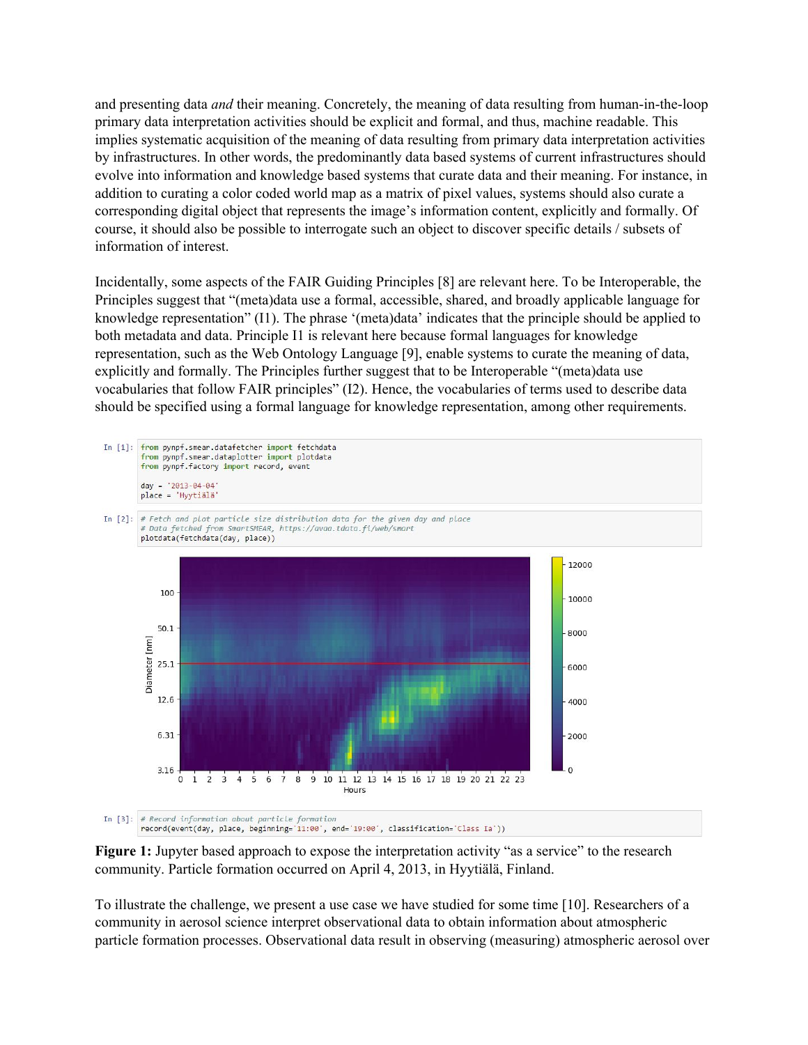and presenting data *and* their meaning. Concretely, the meaning of data resulting from human-in-the-loop primary data interpretation activities should be explicit and formal, and thus, machine readable. This implies systematic acquisition of the meaning of data resulting from primary data interpretation activities by infrastructures. In other words, the predominantly data based systems of current infrastructures should evolve into information and knowledge based systems that curate data and their meaning. For instance, in addition to curating a color coded world map as a matrix of pixel values, systems should also curate a corresponding digital object that represents the image's information content, explicitly and formally. Of course, it should also be possible to interrogate such an object to discover specific details / subsets of information of interest.

Incidentally, some aspects of the FAIR Guiding Principles [8] are relevant here. To be Interoperable, the Principles suggest that "(meta)data use a formal, accessible, shared, and broadly applicable language for knowledge representation" (I1). The phrase '(meta)data' indicates that the principle should be applied to both metadata and data. Principle I1 is relevant here because formal languages for knowledge representation, such as the Web Ontology Language [9], enable systems to curate the meaning of data, explicitly and formally. The Principles further suggest that to be Interoperable "(meta)data use vocabularies that follow FAIR principles" (I2). Hence, the vocabularies of terms used to describe data should be specified using a formal language for knowledge representation, among other requirements.

```
In [1]: from pynpf.smear.datafetcher import fetchdata
        from pynpf.smear.dataplotter import plotdata
        from pynpf.factory import record, event

        day = '2013-04-04'
        place = 'Hyytiälä'
```

```
In [2]: # Fetch and plot particle size distribution data for the given day and place
        # Data fetched from SmartSMEAR, https://avaa.tdata.fi/web/smart
        plotdata(fetchdata(day, place))
```

```
In [3]: # Record information about particle formation
        record(event(day, place, beginning='11:00', end='19:00', classification='Class Ia'))
```

**Figure 1:** Jupyter based approach to expose the interpretation activity "as a service" to the research community. Particle formation occurred on April 4, 2013, in Hyytiälä, Finland.

To illustrate the challenge, we present a use case we have studied for some time [10]. Researchers of a community in aerosol science interpret observational data to obtain information about atmospheric particle formation processes. Observational data result in observing (measuring) atmospheric aerosol over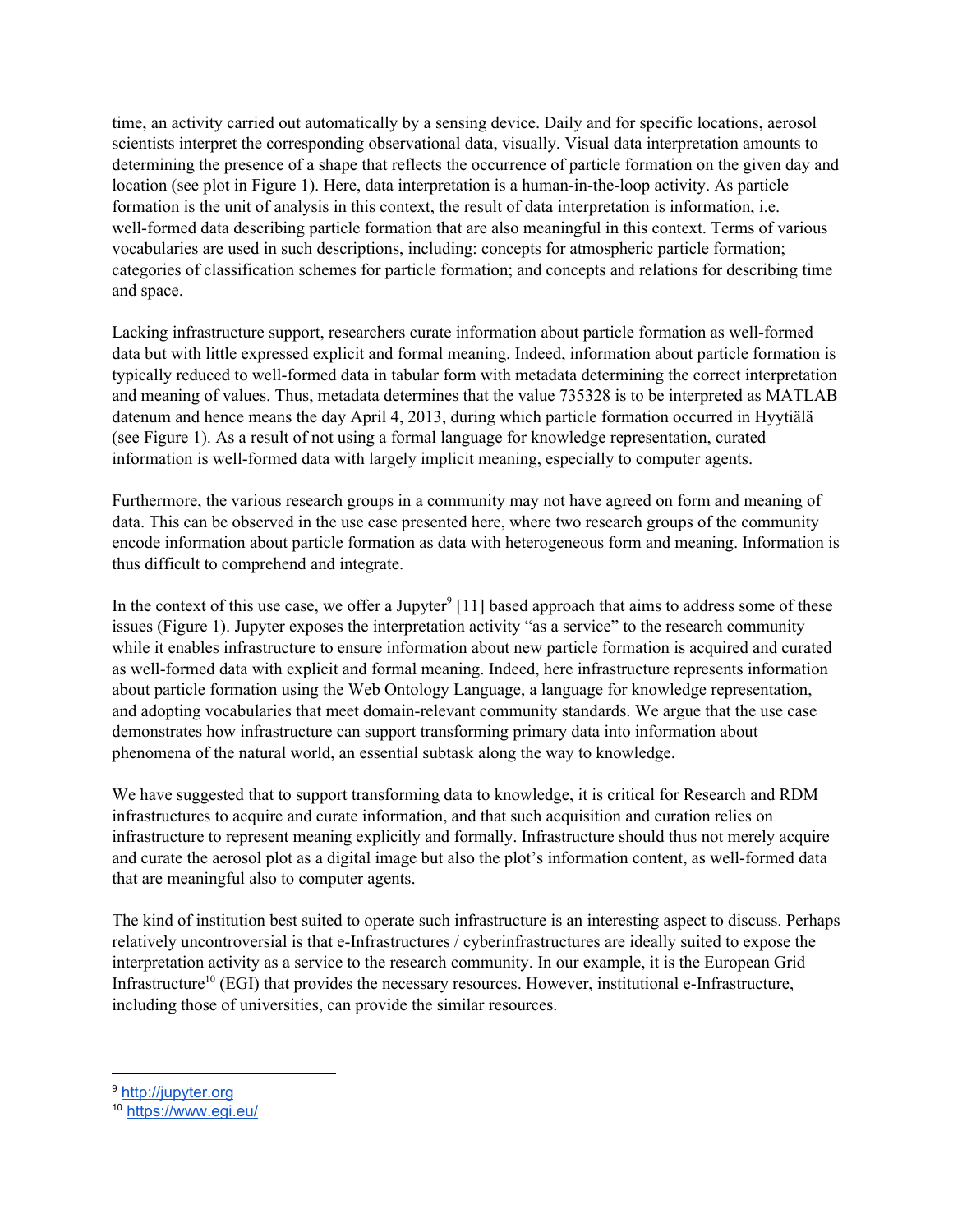time, an activity carried out automatically by a sensing device. Daily and for specific locations, aerosol scientists interpret the corresponding observational data, visually. Visual data interpretation amounts to determining the presence of a shape that reflects the occurrence of particle formation on the given day and location (see plot in Figure 1). Here, data interpretation is a human-in-the-loop activity. As particle formation is the unit of analysis in this context, the result of data interpretation is information, i.e. well-formed data describing particle formation that are also meaningful in this context. Terms of various vocabularies are used in such descriptions, including: concepts for atmospheric particle formation; categories of classification schemes for particle formation; and concepts and relations for describing time and space.

Lacking infrastructure support, researchers curate information about particle formation as well-formed data but with little expressed explicit and formal meaning. Indeed, information about particle formation is typically reduced to well-formed data in tabular form with metadata determining the correct interpretation and meaning of values. Thus, metadata determines that the value 735328 is to be interpreted as MATLAB datenum and hence means the day April 4, 2013, during which particle formation occurred in Hyytiälä (see Figure 1). As a result of not using a formal language for knowledge representation, curated information is well-formed data with largely implicit meaning, especially to computer agents.

Furthermore, the various research groups in a community may not have agreed on form and meaning of data. This can be observed in the use case presented here, where two research groups of the community encode information about particle formation as data with heterogeneous form and meaning. Information is thus difficult to comprehend and integrate.

In the context of this use case, we offer a Jupyter[9] [11] based approach that aims to address some of these issues (Figure 1). Jupyter exposes the interpretation activity "as a service" to the research community while it enables infrastructure to ensure information about new particle formation is acquired and curated as well-formed data with explicit and formal meaning. Indeed, here infrastructure represents information about particle formation using the Web Ontology Language, a language for knowledge representation, and adopting vocabularies that meet domain-relevant community standards. We argue that the use case demonstrates how infrastructure can support transforming primary data into information about phenomena of the natural world, an essential subtask along the way to knowledge.

We have suggested that to support transforming data to knowledge, it is critical for Research and RDM infrastructures to acquire and curate information, and that such acquisition and curation relies on infrastructure to represent meaning explicitly and formally. Infrastructure should thus not merely acquire and curate the aerosol plot as a digital image but also the plot's information content, as well-formed data that are meaningful also to computer agents.

The kind of institution best suited to operate such infrastructure is an interesting aspect to discuss. Perhaps relatively uncontroversial is that e-Infrastructures / cyberinfrastructures are ideally suited to expose the interpretation activity as a service to the research community. In our example, it is the European Grid Infrastructure[10] (EGI) that provides the necessary resources. However, institutional e-Infrastructure, including those of universities, can provide the similar resources.

---

[9] http://jupyter.org

[10] https://www.egi.eu/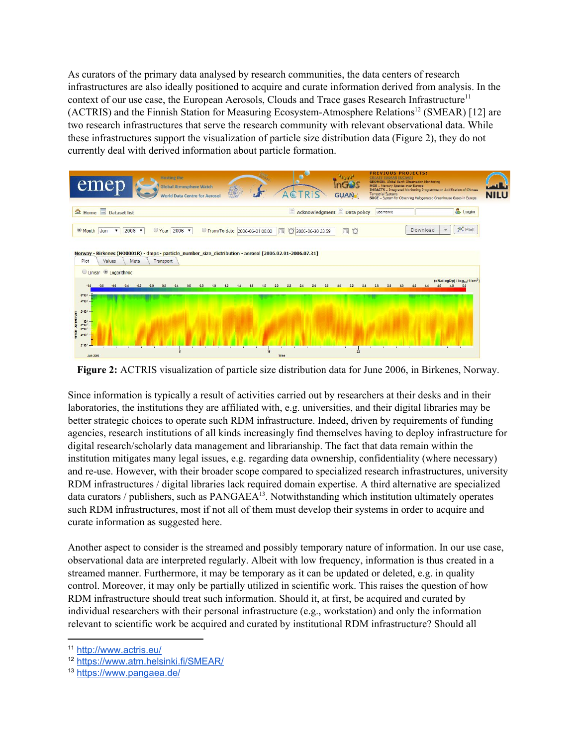As curators of the primary data analysed by research communities, the data centers of research infrastructures are also ideally positioned to acquire and curate information derived from analysis. In the context of our use case, the European Aerosols, Clouds and Trace gases Research Infrastructure[11] (ACTRIS) and the Finnish Station for Measuring Ecosystem-Atmosphere Relations[12] (SMEAR) [12] are two research infrastructures that serve the research community with relevant observational data. While these infrastructures support the visualization of particle size distribution data (Figure 2), they do not currently deal with derived information about particle formation.

**Figure 2:** ACTRIS visualization of particle size distribution data for June 2006, in Birkenes, Norway.

Since information is typically a result of activities carried out by researchers at their desks and in their laboratories, the institutions they are affiliated with, e.g. universities, and their digital libraries may be better strategic choices to operate such RDM infrastructure. Indeed, driven by requirements of funding agencies, research institutions of all kinds increasingly find themselves having to deploy infrastructure for digital research/scholarly data management and librarianship. The fact that data remain within the institution mitigates many legal issues, e.g. regarding data ownership, confidentiality (where necessary) and re-use. However, with their broader scope compared to specialized research infrastructures, university RDM infrastructures / digital libraries lack required domain expertise. A third alternative are specialized data curators / publishers, such as PANGAEA[13]. Notwithstanding which institution ultimately operates such RDM infrastructures, most if not all of them must develop their systems in order to acquire and curate information as suggested here.

Another aspect to consider is the streamed and possibly temporary nature of information. In our use case, observational data are interpreted regularly. Albeit with low frequency, information is thus created in a streamed manner. Furthermore, it may be temporary as it can be updated or deleted, e.g. in quality control. Moreover, it may only be partially utilized in scientific work. This raises the question of how RDM infrastructure should treat such information. Should it, at first, be acquired and curated by individual researchers with their personal infrastructure (e.g., workstation) and only the information relevant to scientific work be acquired and curated by institutional RDM infrastructure? Should all

---

[11] http://www.actris.eu/

[12] https://www.atm.helsinki.fi/SMEAR/

[13] https://www.pangaea.de/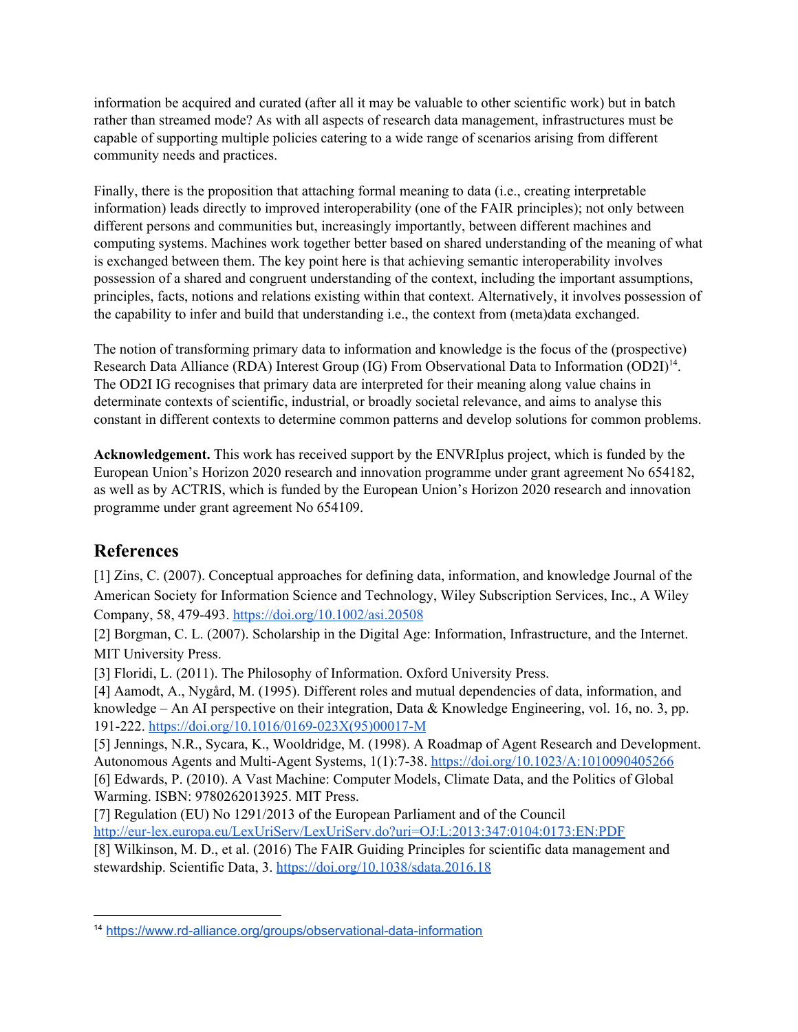information be acquired and curated (after all it may be valuable to other scientific work) but in batch rather than streamed mode? As with all aspects of research data management, infrastructures must be capable of supporting multiple policies catering to a wide range of scenarios arising from different community needs and practices.

Finally, there is the proposition that attaching formal meaning to data (i.e., creating interpretable information) leads directly to improved interoperability (one of the FAIR principles); not only between different persons and communities but, increasingly importantly, between different machines and computing systems. Machines work together better based on shared understanding of the meaning of what is exchanged between them. The key point here is that achieving semantic interoperability involves possession of a shared and congruent understanding of the context, including the important assumptions, principles, facts, notions and relations existing within that context. Alternatively, it involves possession of the capability to infer and build that understanding i.e., the context from (meta)data exchanged.

The notion of transforming primary data to information and knowledge is the focus of the (prospective) Research Data Alliance (RDA) Interest Group (IG) From Observational Data to Information (OD2I)[14]. The OD2I IG recognises that primary data are interpreted for their meaning along value chains in determinate contexts of scientific, industrial, or broadly societal relevance, and aims to analyse this constant in different contexts to determine common patterns and develop solutions for common problems.

**Acknowledgement.** This work has received support by the ENVRIplus project, which is funded by the European Union's Horizon 2020 research and innovation programme under grant agreement No 654182, as well as by ACTRIS, which is funded by the European Union's Horizon 2020 research and innovation programme under grant agreement No 654109.

## References

[1] Zins, C. (2007). Conceptual approaches for defining data, information, and knowledge Journal of the American Society for Information Science and Technology, Wiley Subscription Services, Inc., A Wiley Company, 58, 479-493. https://doi.org/10.1002/asi.20508

[2] Borgman, C. L. (2007). Scholarship in the Digital Age: Information, Infrastructure, and the Internet. MIT University Press.

[3] Floridi, L. (2011). The Philosophy of Information. Oxford University Press.

[4] Aamodt, A., Nygård, M. (1995). Different roles and mutual dependencies of data, information, and knowledge – An AI perspective on their integration, Data & Knowledge Engineering, vol. 16, no. 3, pp. 191-222. https://doi.org/10.1016/0169-023X(95)00017-M

[5] Jennings, N.R., Sycara, K., Wooldridge, M. (1998). A Roadmap of Agent Research and Development. Autonomous Agents and Multi-Agent Systems, 1(1):7-38. https://doi.org/10.1023/A:1010090405266

[6] Edwards, P. (2010). A Vast Machine: Computer Models, Climate Data, and the Politics of Global Warming. ISBN: 9780262013925. MIT Press.

[7] Regulation (EU) No 1291/2013 of the European Parliament and of the Council http://eur-lex.europa.eu/LexUriServ/LexUriServ.do?uri=OJ:L:2013:347:0104:0173:EN:PDF

[8] Wilkinson, M. D., et al. (2016) The FAIR Guiding Principles for scientific data management and stewardship. Scientific Data, 3. https://doi.org/10.1038/sdata.2016.18

[14] https://www.rd-alliance.org/groups/observational-data-information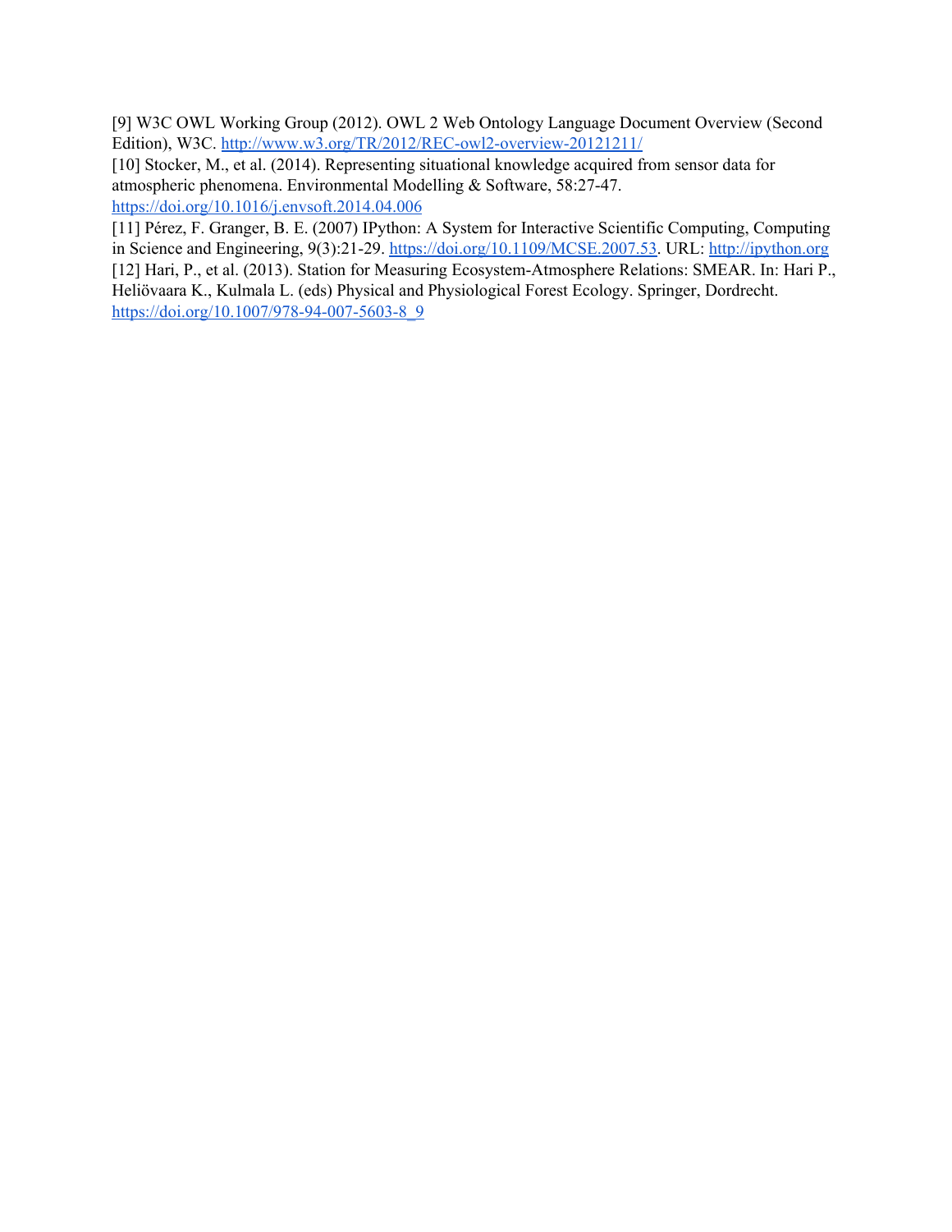[9] W3C OWL Working Group (2012). OWL 2 Web Ontology Language Document Overview (Second Edition), W3C. http://www.w3.org/TR/2012/REC-owl2-overview-20121211/

[10] Stocker, M., et al. (2014). Representing situational knowledge acquired from sensor data for atmospheric phenomena. Environmental Modelling & Software, 58:27-47. https://doi.org/10.1016/j.envsoft.2014.04.006

[11] Pérez, F. Granger, B. E. (2007) IPython: A System for Interactive Scientific Computing, Computing in Science and Engineering, 9(3):21-29. https://doi.org/10.1109/MCSE.2007.53. URL: http://ipython.org

[12] Hari, P., et al. (2013). Station for Measuring Ecosystem-Atmosphere Relations: SMEAR. In: Hari P., Heliövaara K., Kulmala L. (eds) Physical and Physiological Forest Ecology. Springer, Dordrecht. https://doi.org/10.1007/978-94-007-5603-8_9